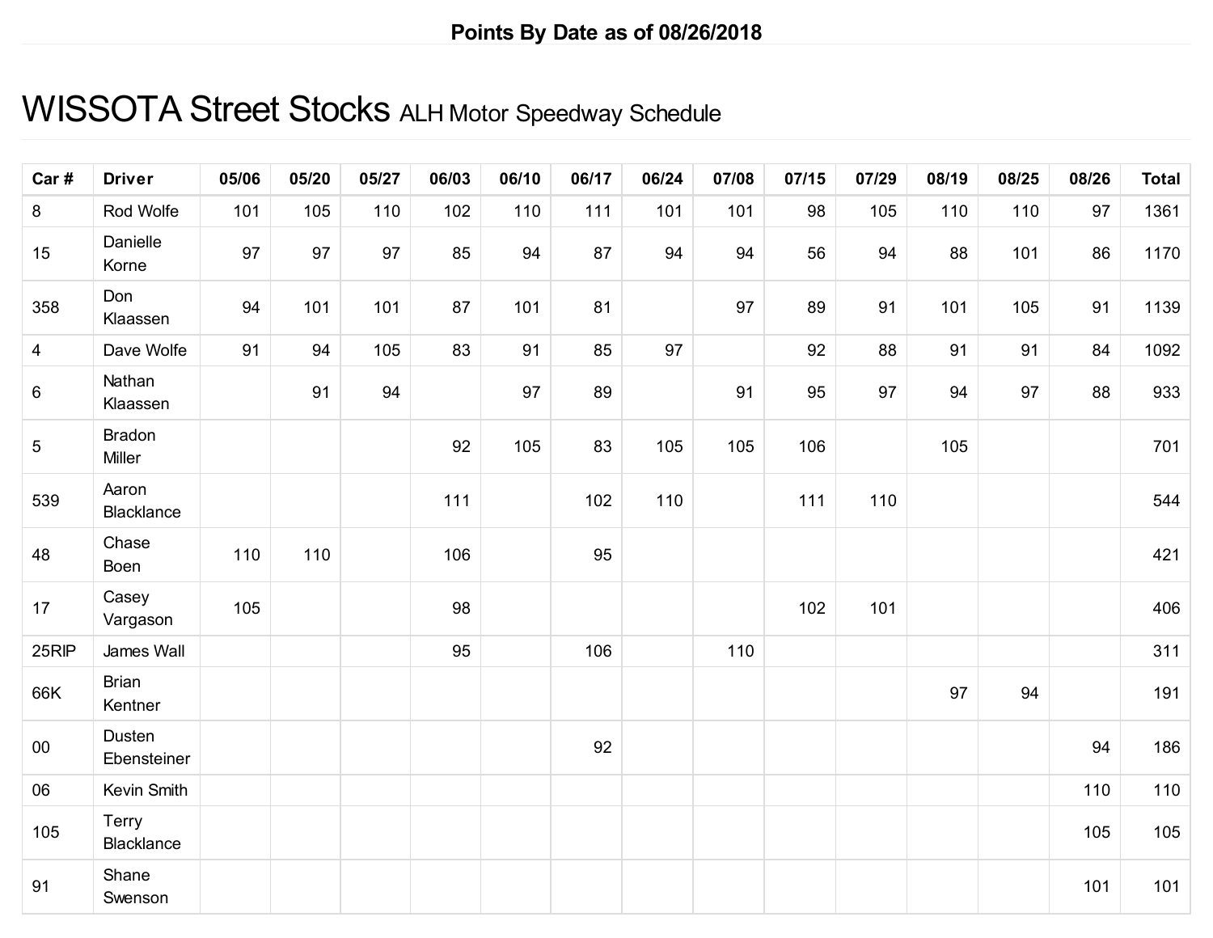**Points By Date as of 08/26/2018**

# WISSOTA Street Stocks ALH Motor Speedway Schedule

| Car # | Driver | 05/06 | 05/20 | 05/27 | 06/03 | 06/10 | 06/17 | 06/24 | 07/08 | 07/15 | 07/29 | 08/19 | 08/25 | 08/26 | Total |
|---|---|---|---|---|---|---|---|---|---|---|---|---|---|---|---|
| 8 | Rod Wolfe | 101 | 105 | 110 | 102 | 110 | 111 | 101 | 101 | 98 | 105 | 110 | 110 | 97 | 1361 |
| 15 | Danielle Korne | 97 | 97 | 97 | 85 | 94 | 87 | 94 | 94 | 56 | 94 | 88 | 101 | 86 | 1170 |
| 358 | Don Klaassen | 94 | 101 | 101 | 87 | 101 | 81 | | 97 | 89 | 91 | 101 | 105 | 91 | 1139 |
| 4 | Dave Wolfe | 91 | 94 | 105 | 83 | 91 | 85 | 97 | | 92 | 88 | 91 | 91 | 84 | 1092 |
| 6 | Nathan Klaassen | | 91 | 94 | | 97 | 89 | | 91 | 95 | 97 | 94 | 97 | 88 | 933 |
| 5 | Bradon Miller | | | | 92 | 105 | 83 | 105 | 105 | 106 | | 105 | | | 701 |
| 539 | Aaron Blacklance | | | | 111 | | 102 | 110 | | 111 | 110 | | | | 544 |
| 48 | Chase Boen | 110 | 110 | | 106 | | 95 | | | | | | | | 421 |
| 17 | Casey Vargason | 105 | | | 98 | | | | | 102 | 101 | | | | 406 |
| 25RIP | James Wall | | | | 95 | | 106 | | 110 | | | | | | 311 |
| 66K | Brian Kentner | | | | | | | | | | | 97 | 94 | | 191 |
| 00 | Dusten Ebensteiner | | | | | | 92 | | | | | | | 94 | 186 |
| 06 | Kevin Smith | | | | | | | | | | | | | 110 | 110 |
| 105 | Terry Blacklance | | | | | | | | | | | | | 105 | 105 |
| 91 | Shane Swenson | | | | | | | | | | | | | 101 | 101 |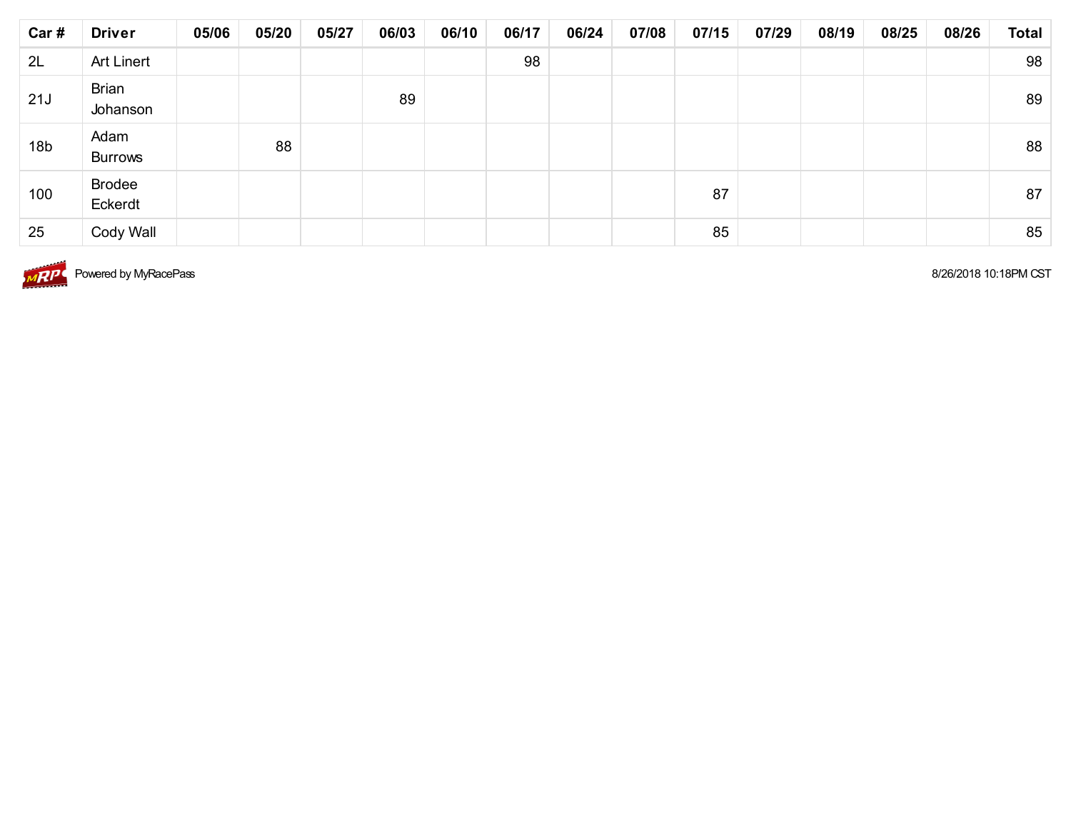| Car # | Driver | 05/06 | 05/20 | 05/27 | 06/03 | 06/10 | 06/17 | 06/24 | 07/08 | 07/15 | 07/29 | 08/19 | 08/25 | 08/26 | Total |
|---|---|---|---|---|---|---|---|---|---|---|---|---|---|---|---|
| 2L | Art Linert | | | | | | 98 | | | | | | | | 98 |
| 21J | Brian Johanson | | | | 89 | | | | | | | | | | 89 |
| 18b | Adam Burrows | | 88 | | | | | | | | | | | | 88 |
| 100 | Brodee Eckerdt | | | | | | | | | 87 | | | | | 87 |
| 25 | Cody Wall | | | | | | | | | 85 | | | | | 85 |

Powered by MyRacePass

8/26/2018 10:18PM CST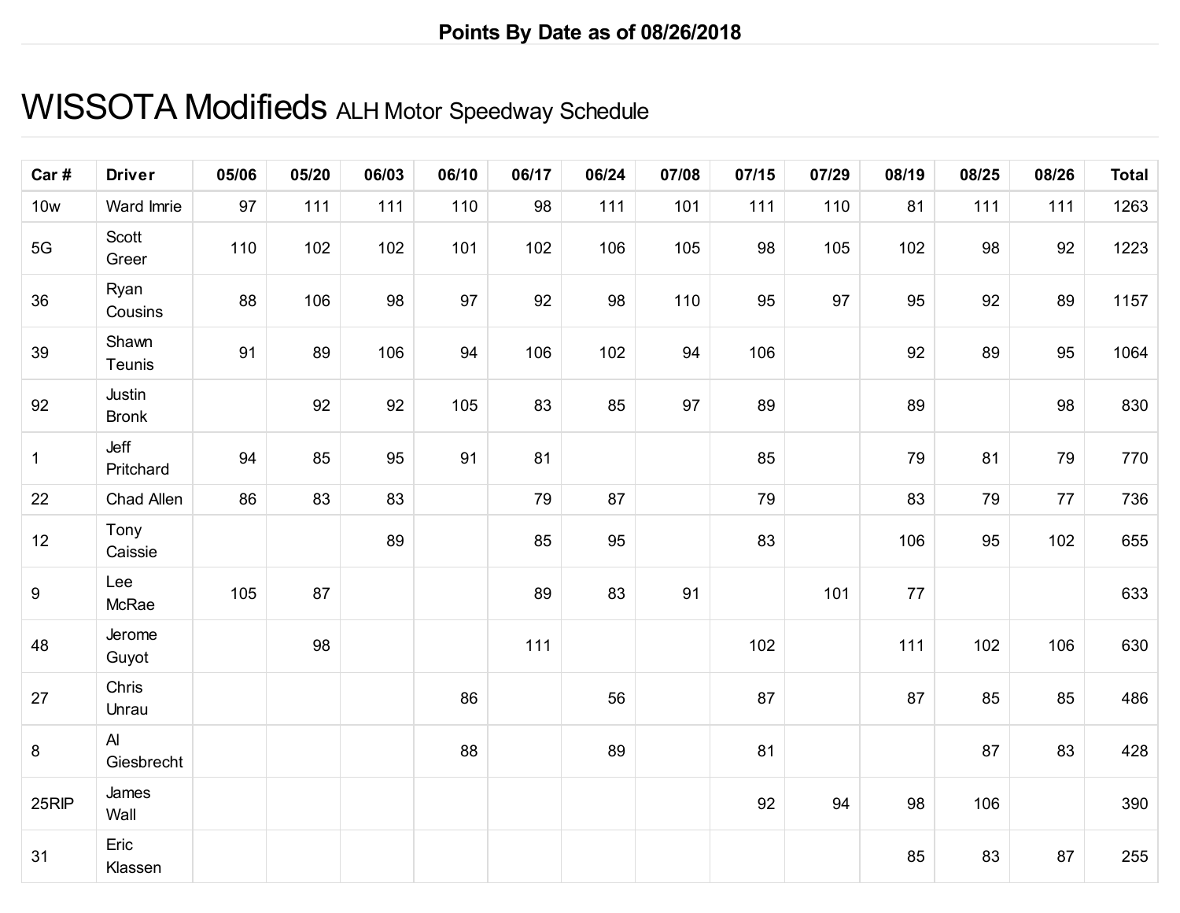**Points By Date as of 08/26/2018**

# WISSOTA Modifieds ALH Motor Speedway Schedule

| Car # | Driver | 05/06 | 05/20 | 06/03 | 06/10 | 06/17 | 06/24 | 07/08 | 07/15 | 07/29 | 08/19 | 08/25 | 08/26 | Total |
|---|---|---|---|---|---|---|---|---|---|---|---|---|---|---|
| 10w | Ward Imrie | 97 | 111 | 111 | 110 | 98 | 111 | 101 | 111 | 110 | 81 | 111 | 111 | 1263 |
| 5G | Scott Greer | 110 | 102 | 102 | 101 | 102 | 106 | 105 | 98 | 105 | 102 | 98 | 92 | 1223 |
| 36 | Ryan Cousins | 88 | 106 | 98 | 97 | 92 | 98 | 110 | 95 | 97 | 95 | 92 | 89 | 1157 |
| 39 | Shawn Teunis | 91 | 89 | 106 | 94 | 106 | 102 | 94 | 106 | | 92 | 89 | 95 | 1064 |
| 92 | Justin Bronk | | 92 | 92 | 105 | 83 | 85 | 97 | 89 | | 89 | | 98 | 830 |
| 1 | Jeff Pritchard | 94 | 85 | 95 | 91 | 81 | | | 85 | | 79 | 81 | 79 | 770 |
| 22 | Chad Allen | 86 | 83 | 83 | | 79 | 87 | | 79 | | 83 | 79 | 77 | 736 |
| 12 | Tony Caissie | | | 89 | | 85 | 95 | | 83 | | 106 | 95 | 102 | 655 |
| 9 | Lee McRae | 105 | 87 | | | 89 | 83 | 91 | | 101 | 77 | | | 633 |
| 48 | Jerome Guyot | | 98 | | | 111 | | | 102 | | 111 | 102 | 106 | 630 |
| 27 | Chris Unrau | | | | 86 | | 56 | | 87 | | 87 | 85 | 85 | 486 |
| 8 | Al Giesbrecht | | | | 88 | | 89 | | 81 | | | 87 | 83 | 428 |
| 25RIP | James Wall | | | | | | | | 92 | 94 | 98 | 106 | | 390 |
| 31 | Eric Klassen | | | | | | | | | | 85 | 83 | 87 | 255 |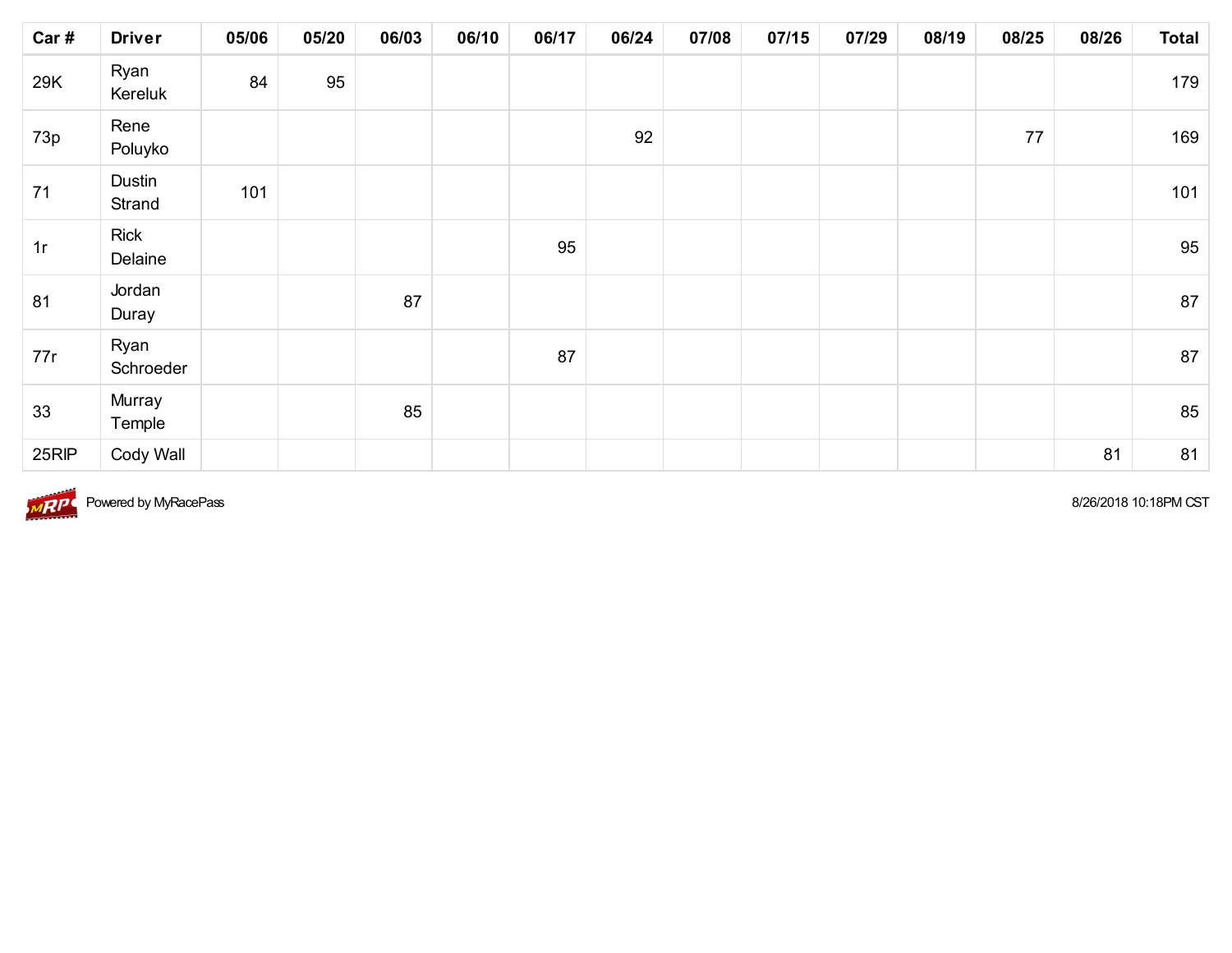| Car # | Driver | 05/06 | 05/20 | 06/03 | 06/10 | 06/17 | 06/24 | 07/08 | 07/15 | 07/29 | 08/19 | 08/25 | 08/26 | Total |
|---|---|---|---|---|---|---|---|---|---|---|---|---|---|---|
| 29K | Ryan Kereluk | 84 | 95 | | | | | | | | | | | 179 |
| 73p | Rene Poluyko | | | | | | 92 | | | | | 77 | | 169 |
| 71 | Dustin Strand | 101 | | | | | | | | | | | | 101 |
| 1r | Rick Delaine | | | | | 95 | | | | | | | | 95 |
| 81 | Jordan Duray | | | 87 | | | | | | | | | | 87 |
| 77r | Ryan Schroeder | | | | | 87 | | | | | | | | 87 |
| 33 | Murray Temple | | | 85 | | | | | | | | | | 85 |
| 25RIP | Cody Wall | | | | | | | | | | | | 81 | 81 |

Powered by MyRacePass

8/26/2018 10:18PM CST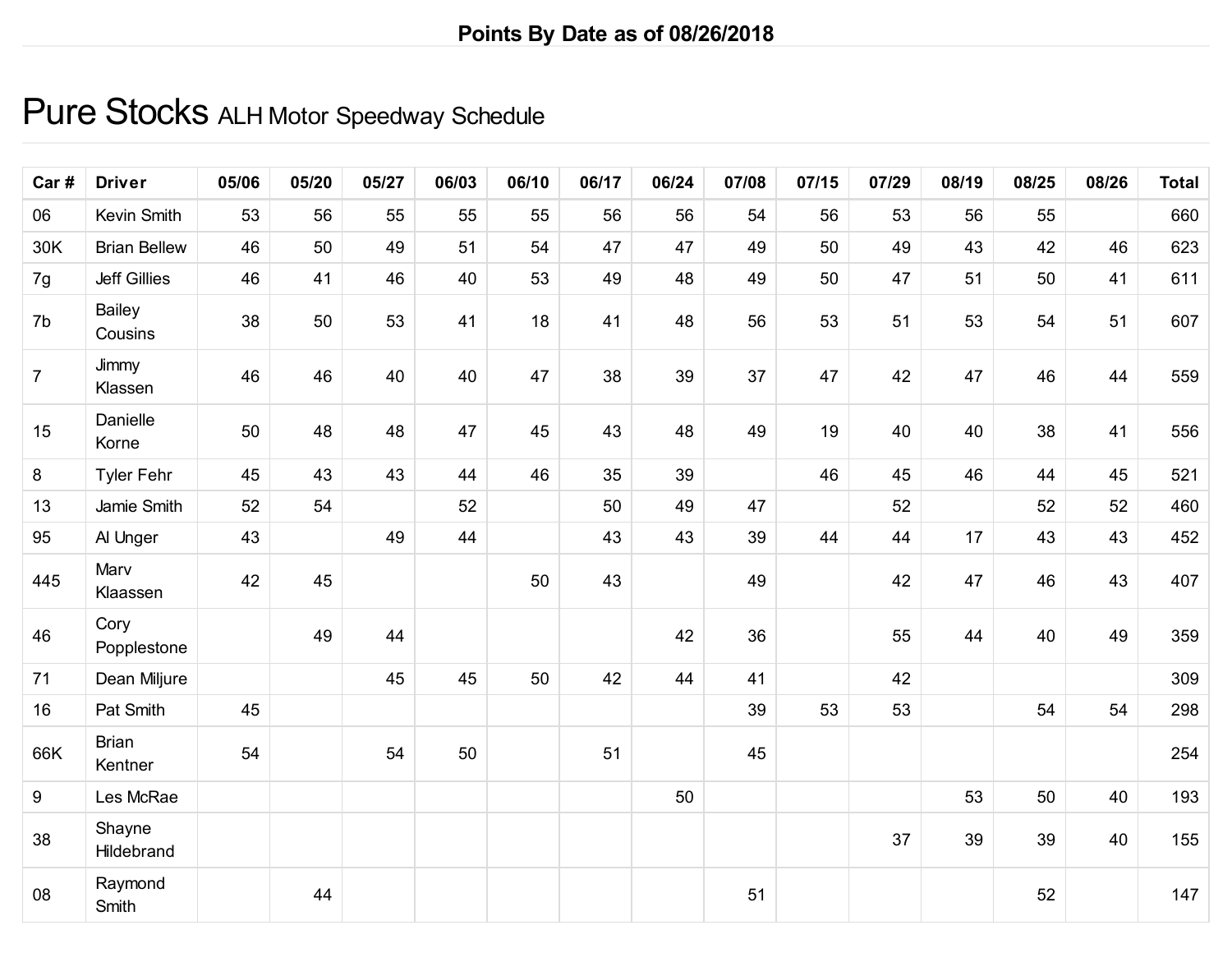**Points By Date as of 08/26/2018**

# Pure Stocks ALH Motor Speedway Schedule

| Car # | Driver | 05/06 | 05/20 | 05/27 | 06/03 | 06/10 | 06/17 | 06/24 | 07/08 | 07/15 | 07/29 | 08/19 | 08/25 | 08/26 | Total |
|---|---|---|---|---|---|---|---|---|---|---|---|---|---|---|---|
| 06 | Kevin Smith | 53 | 56 | 55 | 55 | 55 | 56 | 56 | 54 | 56 | 53 | 56 | 55 | | 660 |
| 30K | Brian Bellew | 46 | 50 | 49 | 51 | 54 | 47 | 47 | 49 | 50 | 49 | 43 | 42 | 46 | 623 |
| 7g | Jeff Gillies | 46 | 41 | 46 | 40 | 53 | 49 | 48 | 49 | 50 | 47 | 51 | 50 | 41 | 611 |
| 7b | Bailey Cousins | 38 | 50 | 53 | 41 | 18 | 41 | 48 | 56 | 53 | 51 | 53 | 54 | 51 | 607 |
| 7 | Jimmy Klassen | 46 | 46 | 40 | 40 | 47 | 38 | 39 | 37 | 47 | 42 | 47 | 46 | 44 | 559 |
| 15 | Danielle Korne | 50 | 48 | 48 | 47 | 45 | 43 | 48 | 49 | 19 | 40 | 40 | 38 | 41 | 556 |
| 8 | Tyler Fehr | 45 | 43 | 43 | 44 | 46 | 35 | 39 | | 46 | 45 | 46 | 44 | 45 | 521 |
| 13 | Jamie Smith | 52 | 54 | | 52 | | 50 | 49 | 47 | | 52 | | 52 | 52 | 460 |
| 95 | Al Unger | 43 | | 49 | 44 | | 43 | 43 | 39 | 44 | 44 | 17 | 43 | 43 | 452 |
| 445 | Marv Klaassen | 42 | 45 | | | 50 | 43 | | 49 | | 42 | 47 | 46 | 43 | 407 |
| 46 | Cory Popplestone | | 49 | 44 | | | | 42 | 36 | | 55 | 44 | 40 | 49 | 359 |
| 71 | Dean Miljure | | | 45 | 45 | 50 | 42 | 44 | 41 | | 42 | | | | 309 |
| 16 | Pat Smith | 45 | | | | | | | 39 | 53 | 53 | | 54 | 54 | 298 |
| 66K | Brian Kentner | 54 | | 54 | 50 | | 51 | | 45 | | | | | | 254 |
| 9 | Les McRae | | | | | | | 50 | | | | 53 | 50 | 40 | 193 |
| 38 | Shayne Hildebrand | | | | | | | | | | 37 | 39 | 39 | 40 | 155 |
| 08 | Raymond Smith | | 44 | | | | | | 51 | | | | 52 | | 147 |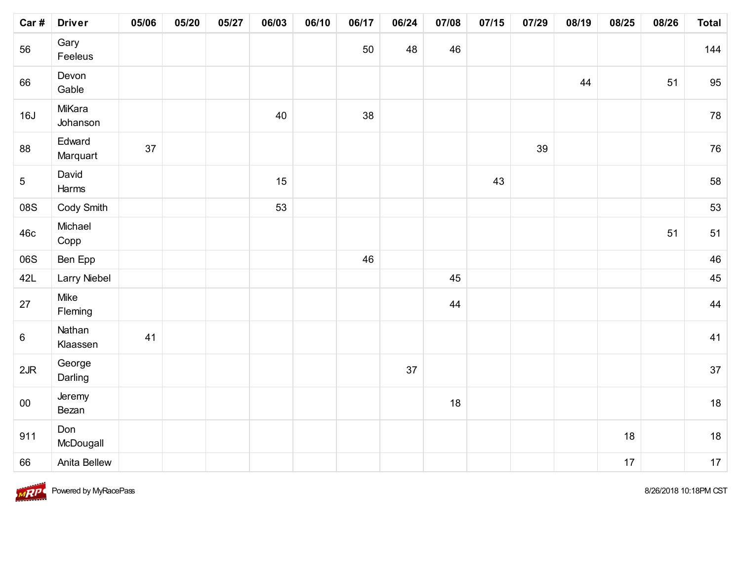| Car # | Driver | 05/06 | 05/20 | 05/27 | 06/03 | 06/10 | 06/17 | 06/24 | 07/08 | 07/15 | 07/29 | 08/19 | 08/25 | 08/26 | Total |
|---|---|---|---|---|---|---|---|---|---|---|---|---|---|---|---|
| 56 | Gary Feeleus | | | | | | 50 | 48 | 46 | | | | | | 144 |
| 66 | Devon Gable | | | | | | | | | | | 44 | | 51 | 95 |
| 16J | MiKara Johanson | | | | 40 | | 38 | | | | | | | | 78 |
| 88 | Edward Marquart | 37 | | | | | | | | | 39 | | | | 76 |
| 5 | David Harms | | | | 15 | | | | | 43 | | | | | 58 |
| 08S | Cody Smith | | | | 53 | | | | | | | | | | 53 |
| 46c | Michael Copp | | | | | | | | | | | | | 51 | 51 |
| 06S | Ben Epp | | | | | | 46 | | | | | | | | 46 |
| 42L | Larry Niebel | | | | | | | | 45 | | | | | | 45 |
| 27 | Mike Fleming | | | | | | | | 44 | | | | | | 44 |
| 6 | Nathan Klaassen | 41 | | | | | | | | | | | | | 41 |
| 2JR | George Darling | | | | | | | 37 | | | | | | | 37 |
| 00 | Jeremy Bezan | | | | | | | | 18 | | | | | | 18 |
| 911 | Don McDougall | | | | | | | | | | | | 18 | | 18 |
| 66 | Anita Bellew | | | | | | | | | | | | 17 | | 17 |

Powered by MyRacePass

8/26/2018 10:18PM CST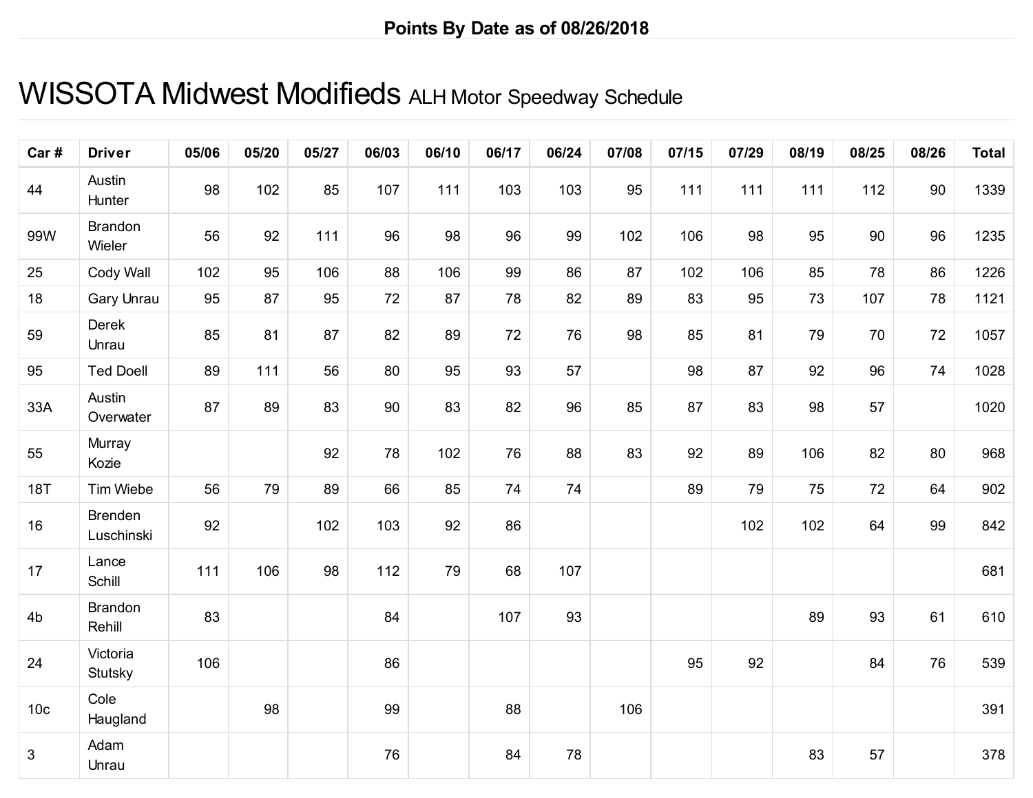**Points By Date as of 08/26/2018**

# WISSOTA Midwest Modifieds ALH Motor Speedway Schedule

| Car # | Driver | 05/06 | 05/20 | 05/27 | 06/03 | 06/10 | 06/17 | 06/24 | 07/08 | 07/15 | 07/29 | 08/19 | 08/25 | 08/26 | Total |
|---|---|---|---|---|---|---|---|---|---|---|---|---|---|---|---|
| 44 | Austin Hunter | 98 | 102 | 85 | 107 | 111 | 103 | 103 | 95 | 111 | 111 | 111 | 112 | 90 | 1339 |
| 99W | Brandon Wieler | 56 | 92 | 111 | 96 | 98 | 96 | 99 | 102 | 106 | 98 | 95 | 90 | 96 | 1235 |
| 25 | Cody Wall | 102 | 95 | 106 | 88 | 106 | 99 | 86 | 87 | 102 | 106 | 85 | 78 | 86 | 1226 |
| 18 | Gary Unrau | 95 | 87 | 95 | 72 | 87 | 78 | 82 | 89 | 83 | 95 | 73 | 107 | 78 | 1121 |
| 59 | Derek Unrau | 85 | 81 | 87 | 82 | 89 | 72 | 76 | 98 | 85 | 81 | 79 | 70 | 72 | 1057 |
| 95 | Ted Doell | 89 | 111 | 56 | 80 | 95 | 93 | 57 | | 98 | 87 | 92 | 96 | 74 | 1028 |
| 33A | Austin Overwater | 87 | 89 | 83 | 90 | 83 | 82 | 96 | 85 | 87 | 83 | 98 | 57 | | 1020 |
| 55 | Murray Kozie | | | 92 | 78 | 102 | 76 | 88 | 83 | 92 | 89 | 106 | 82 | 80 | 968 |
| 18T | Tim Wiebe | 56 | 79 | 89 | 66 | 85 | 74 | 74 | | 89 | 79 | 75 | 72 | 64 | 902 |
| 16 | Brenden Luschinski | 92 | | 102 | 103 | 92 | 86 | | | | 102 | 102 | 64 | 99 | 842 |
| 17 | Lance Schill | 111 | 106 | 98 | 112 | 79 | 68 | 107 | | | | | | | 681 |
| 4b | Brandon Rehill | 83 | | | 84 | | 107 | 93 | | | | 89 | 93 | 61 | 610 |
| 24 | Victoria Stutsky | 106 | | | 86 | | | | | 95 | 92 | | 84 | 76 | 539 |
| 10c | Cole Haugland | | 98 | | 99 | | 88 | | 106 | | | | | | 391 |
| 3 | Adam Unrau | | | | 76 | | 84 | 78 | | | | 83 | 57 | | 378 |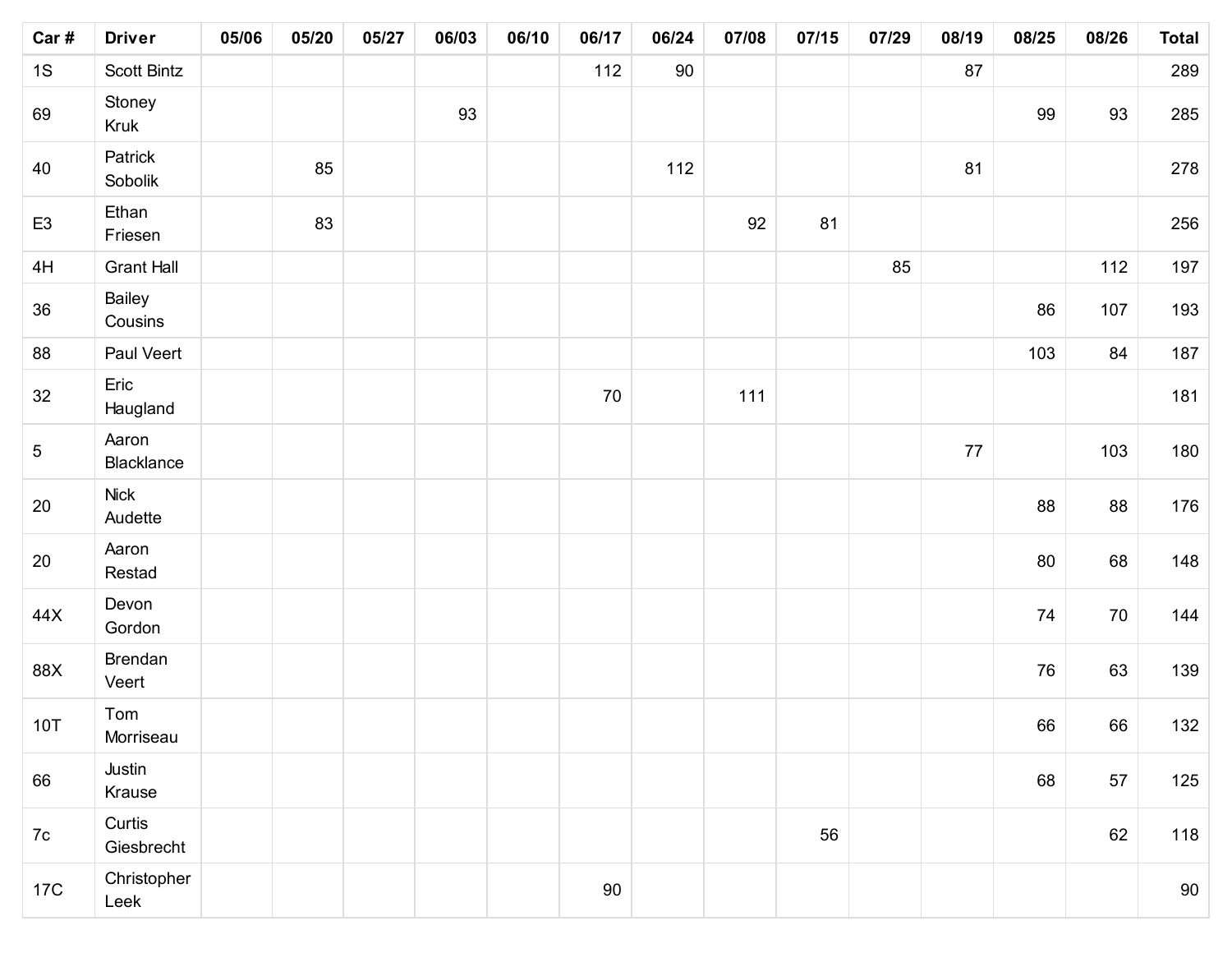| Car # | Driver | 05/06 | 05/20 | 05/27 | 06/03 | 06/10 | 06/17 | 06/24 | 07/08 | 07/15 | 07/29 | 08/19 | 08/25 | 08/26 | Total |
|---|---|---|---|---|---|---|---|---|---|---|---|---|---|---|---|
| 1S | Scott Bintz | | | | | | 112 | 90 | | | | 87 | | | 289 |
| 69 | Stoney Kruk | | | | 93 | | | | | | | | 99 | 93 | 285 |
| 40 | Patrick Sobolik | | 85 | | | | | 112 | | | | 81 | | | 278 |
| E3 | Ethan Friesen | | 83 | | | | | | 92 | 81 | | | | | 256 |
| 4H | Grant Hall | | | | | | | | | | 85 | | | 112 | 197 |
| 36 | Bailey Cousins | | | | | | | | | | | | 86 | 107 | 193 |
| 88 | Paul Veert | | | | | | | | | | | | 103 | 84 | 187 |
| 32 | Eric Haugland | | | | | | 70 | | 111 | | | | | | 181 |
| 5 | Aaron Blacklance | | | | | | | | | | | 77 | | 103 | 180 |
| 20 | Nick Audette | | | | | | | | | | | | 88 | 88 | 176 |
| 20 | Aaron Restad | | | | | | | | | | | | 80 | 68 | 148 |
| 44X | Devon Gordon | | | | | | | | | | | | 74 | 70 | 144 |
| 88X | Brendan Veert | | | | | | | | | | | | 76 | 63 | 139 |
| 10T | Tom Morriseau | | | | | | | | | | | | 66 | 66 | 132 |
| 66 | Justin Krause | | | | | | | | | | | | 68 | 57 | 125 |
| 7c | Curtis Giesbrecht | | | | | | | | | 56 | | | | 62 | 118 |
| 17C | Christopher Leek | | | | | | 90 | | | | | | | | 90 |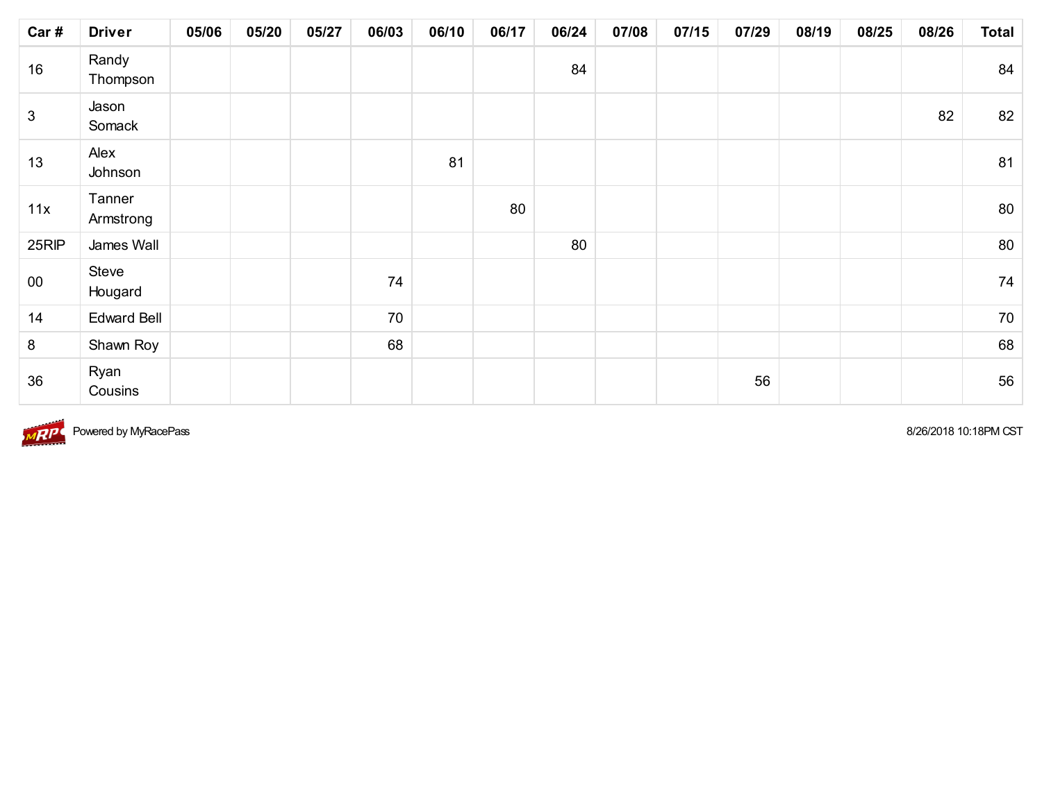| Car # | Driver | 05/06 | 05/20 | 05/27 | 06/03 | 06/10 | 06/17 | 06/24 | 07/08 | 07/15 | 07/29 | 08/19 | 08/25 | 08/26 | Total |
|---|---|---|---|---|---|---|---|---|---|---|---|---|---|---|---|
| 16 | Randy Thompson | | | | | | | 84 | | | | | | | 84 |
| 3 | Jason Somack | | | | | | | | | | | | | 82 | 82 |
| 13 | Alex Johnson | | | | | 81 | | | | | | | | | 81 |
| 11x | Tanner Armstrong | | | | | | 80 | | | | | | | | 80 |
| 25RIP | James Wall | | | | | | | 80 | | | | | | | 80 |
| 00 | Steve Hougard | | | | 74 | | | | | | | | | | 74 |
| 14 | Edward Bell | | | | 70 | | | | | | | | | | 70 |
| 8 | Shawn Roy | | | | 68 | | | | | | | | | | 68 |
| 36 | Ryan Cousins | | | | | | | | | | 56 | | | | 56 |

Powered by MyRacePass

8/26/2018 10:18PM CST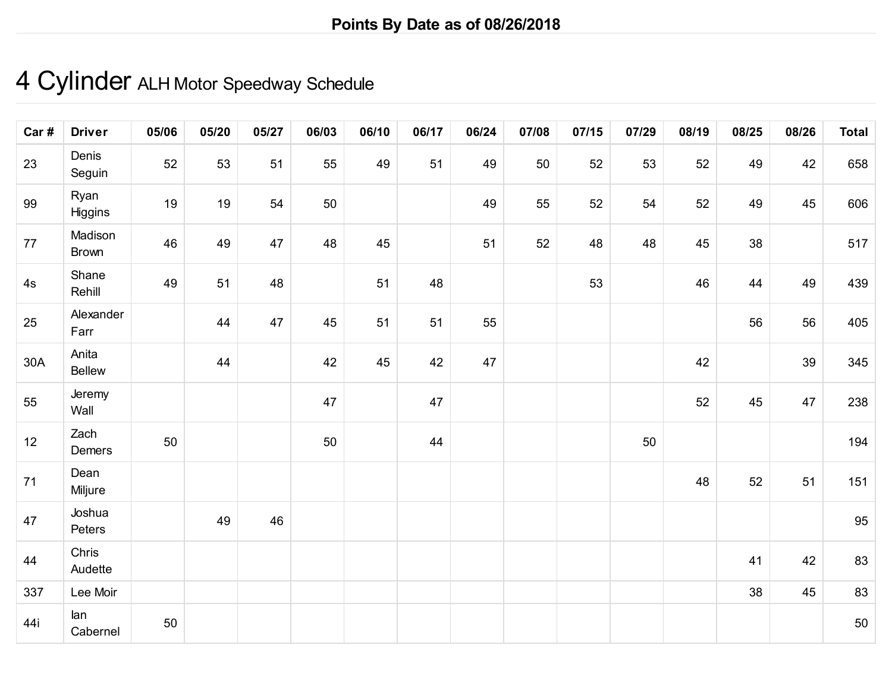**Points By Date as of 08/26/2018**

# 4 Cylinder ALH Motor Speedway Schedule

| Car # | Driver | 05/06 | 05/20 | 05/27 | 06/03 | 06/10 | 06/17 | 06/24 | 07/08 | 07/15 | 07/29 | 08/19 | 08/25 | 08/26 | Total |
|---|---|---|---|---|---|---|---|---|---|---|---|---|---|---|---|
| 23 | Denis Seguin | 52 | 53 | 51 | 55 | 49 | 51 | 49 | 50 | 52 | 53 | 52 | 49 | 42 | 658 |
| 99 | Ryan Higgins | 19 | 19 | 54 | 50 | | | 49 | 55 | 52 | 54 | 52 | 49 | 45 | 606 |
| 77 | Madison Brown | 46 | 49 | 47 | 48 | 45 | | 51 | 52 | 48 | 48 | 45 | 38 | | 517 |
| 4s | Shane Rehill | 49 | 51 | 48 | | 51 | 48 | | | 53 | | 46 | 44 | 49 | 439 |
| 25 | Alexander Farr | | 44 | 47 | 45 | 51 | 51 | 55 | | | | | 56 | 56 | 405 |
| 30A | Anita Bellew | | 44 | | 42 | 45 | 42 | 47 | | | | 42 | | 39 | 345 |
| 55 | Jeremy Wall | | | | 47 | | 47 | | | | | 52 | 45 | 47 | 238 |
| 12 | Zach Demers | 50 | | | 50 | | 44 | | | | 50 | | | | 194 |
| 71 | Dean Miljure | | | | | | | | | | | 48 | 52 | 51 | 151 |
| 47 | Joshua Peters | | 49 | 46 | | | | | | | | | | | 95 |
| 44 | Chris Audette | | | | | | | | | | | | 41 | 42 | 83 |
| 337 | Lee Moir | | | | | | | | | | | | 38 | 45 | 83 |
| 44i | Ian Cabernel | 50 | | | | | | | | | | | | | 50 |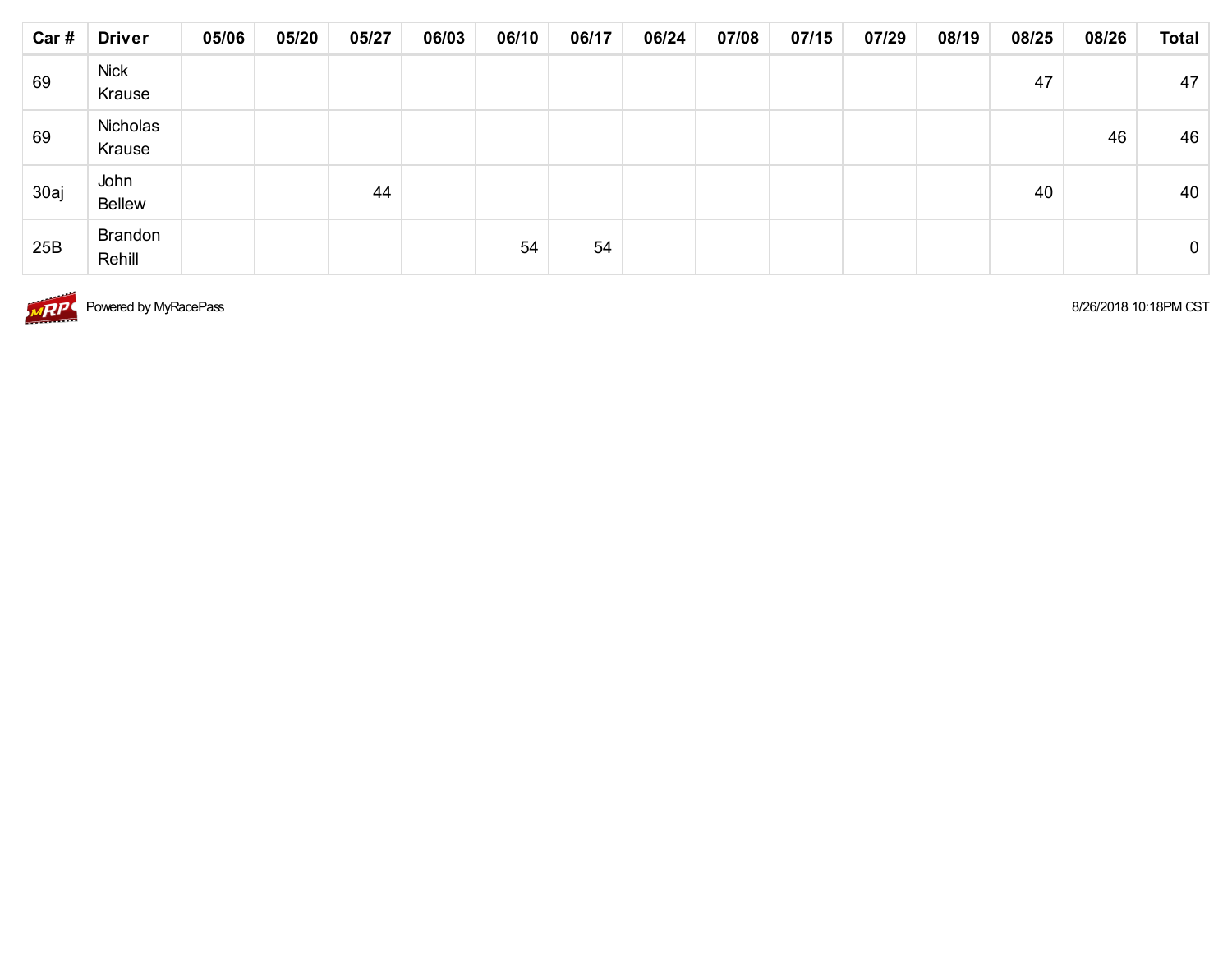| Car # | Driver | 05/06 | 05/20 | 05/27 | 06/03 | 06/10 | 06/17 | 06/24 | 07/08 | 07/15 | 07/29 | 08/19 | 08/25 | 08/26 | Total |
|---|---|---|---|---|---|---|---|---|---|---|---|---|---|---|---|
| 69 | Nick Krause | | | | | | | | | | | | 47 | | 47 |
| 69 | Nicholas Krause | | | | | | | | | | | | | 46 | 46 |
| 30aj | John Bellew | | | 44 | | | | | | | | | 40 | | 40 |
| 25B | Brandon Rehill | | | | | 54 | 54 | | | | | | | | 0 |

Powered by MyRacePass

8/26/2018 10:18PM CST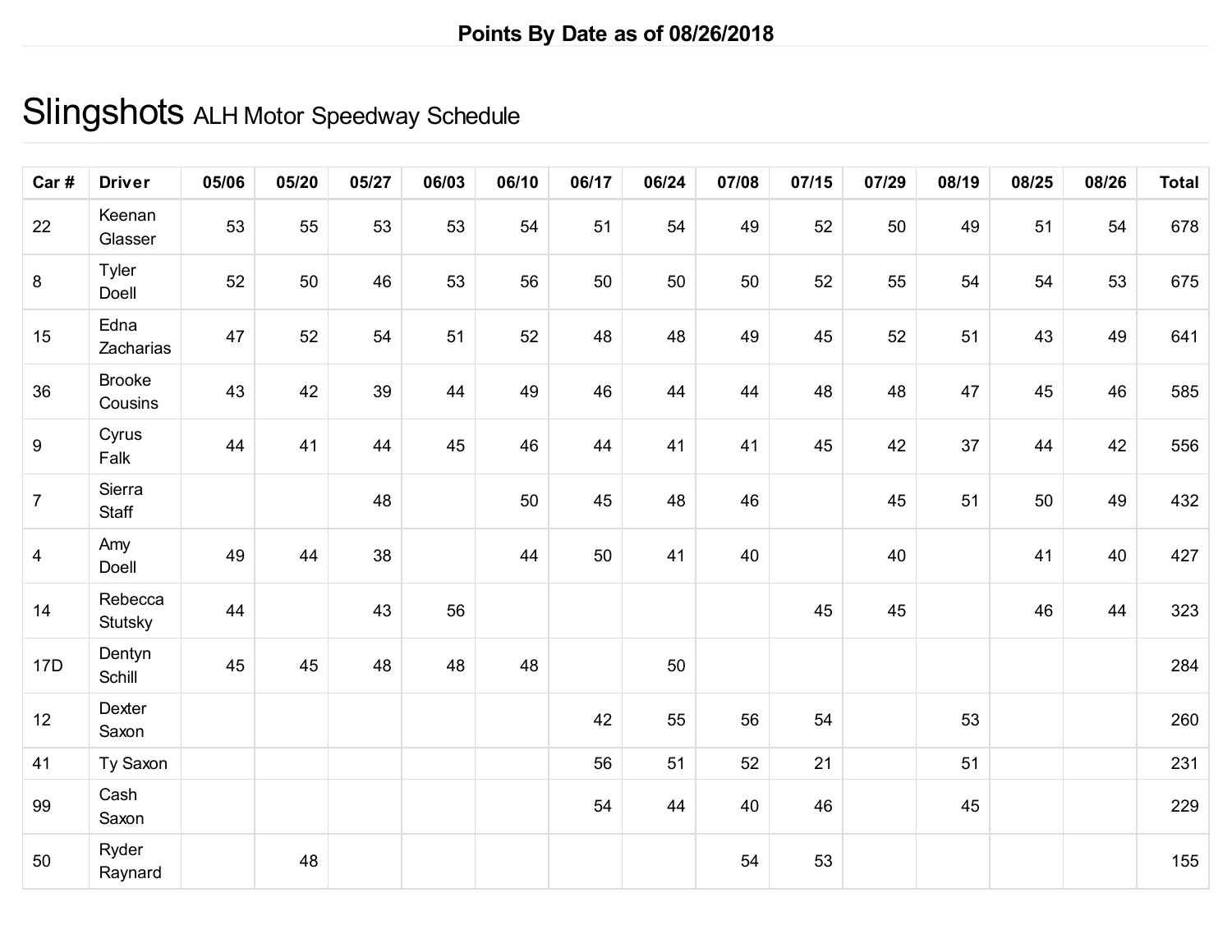**Points By Date as of 08/26/2018**

# Slingshots ALH Motor Speedway Schedule

| Car # | Driver | 05/06 | 05/20 | 05/27 | 06/03 | 06/10 | 06/17 | 06/24 | 07/08 | 07/15 | 07/29 | 08/19 | 08/25 | 08/26 | Total |
|---|---|---|---|---|---|---|---|---|---|---|---|---|---|---|---|
| 22 | Keenan Glasser | 53 | 55 | 53 | 53 | 54 | 51 | 54 | 49 | 52 | 50 | 49 | 51 | 54 | 678 |
| 8 | Tyler Doell | 52 | 50 | 46 | 53 | 56 | 50 | 50 | 50 | 52 | 55 | 54 | 54 | 53 | 675 |
| 15 | Edna Zacharias | 47 | 52 | 54 | 51 | 52 | 48 | 48 | 49 | 45 | 52 | 51 | 43 | 49 | 641 |
| 36 | Brooke Cousins | 43 | 42 | 39 | 44 | 49 | 46 | 44 | 44 | 48 | 48 | 47 | 45 | 46 | 585 |
| 9 | Cyrus Falk | 44 | 41 | 44 | 45 | 46 | 44 | 41 | 41 | 45 | 42 | 37 | 44 | 42 | 556 |
| 7 | Sierra Staff | | | 48 | | 50 | 45 | 48 | 46 | | 45 | 51 | 50 | 49 | 432 |
| 4 | Amy Doell | 49 | 44 | 38 | | 44 | 50 | 41 | 40 | | 40 | | 41 | 40 | 427 |
| 14 | Rebecca Stutsky | 44 | | 43 | 56 | | | | | 45 | 45 | | 46 | 44 | 323 |
| 17D | Dentyn Schill | 45 | 45 | 48 | 48 | 48 | | 50 | | | | | | | 284 |
| 12 | Dexter Saxon | | | | | | 42 | 55 | 56 | 54 | | 53 | | | 260 |
| 41 | Ty Saxon | | | | | | 56 | 51 | 52 | 21 | | 51 | | | 231 |
| 99 | Cash Saxon | | | | | | 54 | 44 | 40 | 46 | | 45 | | | 229 |
| 50 | Ryder Raynard | | 48 | | | | | | 54 | 53 | | | | | 155 |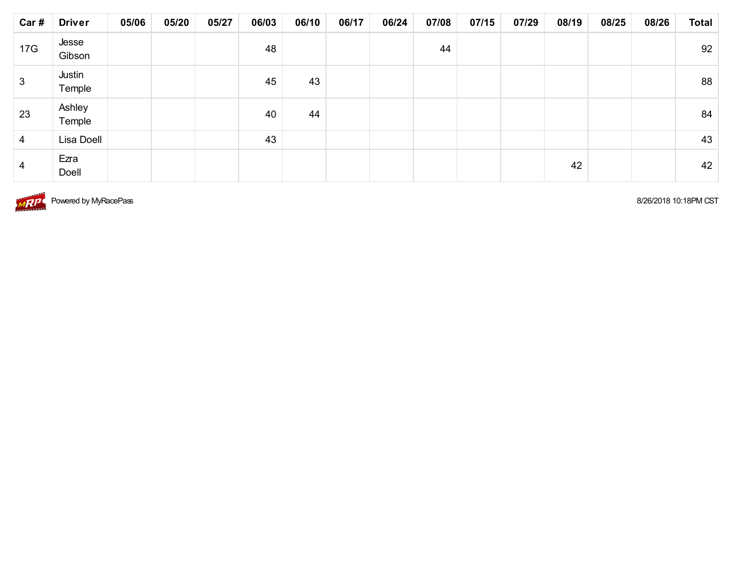| Car # | Driver | 05/06 | 05/20 | 05/27 | 06/03 | 06/10 | 06/17 | 06/24 | 07/08 | 07/15 | 07/29 | 08/19 | 08/25 | 08/26 | Total |
|---|---|---|---|---|---|---|---|---|---|---|---|---|---|---|---|
| 17G | Jesse Gibson | | | | 48 | | | | 44 | | | | | | 92 |
| 3 | Justin Temple | | | | 45 | 43 | | | | | | | | | 88 |
| 23 | Ashley Temple | | | | 40 | 44 | | | | | | | | | 84 |
| 4 | Lisa Doell | | | | 43 | | | | | | | | | | 43 |
| 4 | Ezra Doell | | | | | | | | | | | 42 | | | 42 |

Powered by MyRacePass

8/26/2018 10:18PM CST